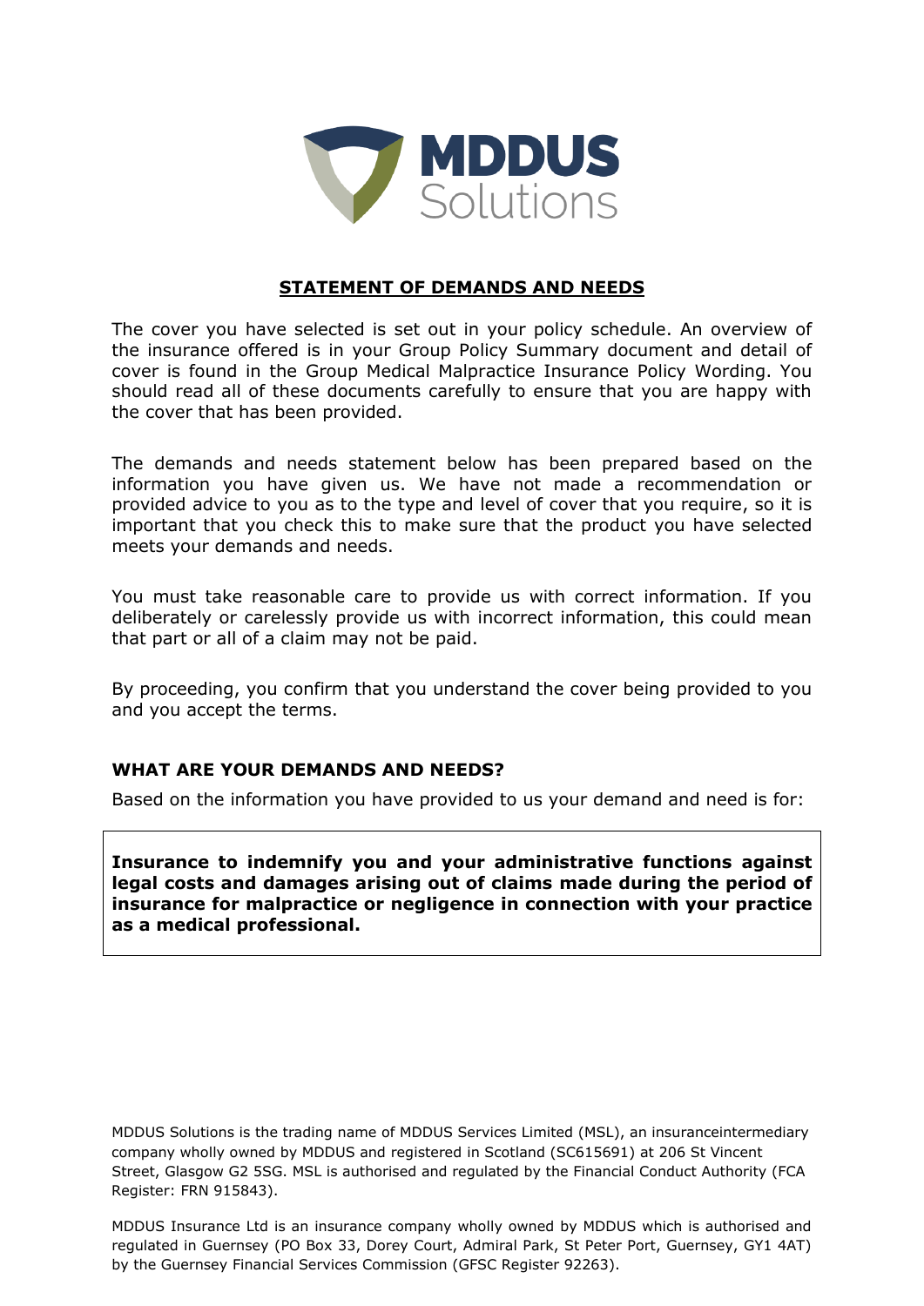MDDUS Solutions

# STATEMENT OF DEMANDS AND NEEDS

The cover you have selected is set out in your policy schedule. An overview of the insurance offered is in your Group Policy Summary document and detail of cover is found in the Group Medical Malpractice Insurance Policy Wording. You should read all of these documents carefully to ensure that you are happy with the cover that has been provided.

The demands and needs statement below has been prepared based on the information you have given us. We have not made a recommendation or provided advice to you as to the type and level of cover that you require, so it is important that you check this to make sure that the product you have selected meets your demands and needs.

You must take reasonable care to provide us with correct information. If you deliberately or carelessly provide us with incorrect information, this could mean that part or all of a claim may not be paid.

By proceeding, you confirm that you understand the cover being provided to you and you accept the terms.

## WHAT ARE YOUR DEMANDS AND NEEDS?

Based on the information you have provided to us your demand and need is for:

**Insurance to indemnify you and your administrative functions against legal costs and damages arising out of claims made during the period of insurance for malpractice or negligence in connection with your practice as a medical professional.**

MDDUS Solutions is the trading name of MDDUS Services Limited (MSL), an insuranceintermediary company wholly owned by MDDUS and registered in Scotland (SC615691) at 206 St Vincent Street, Glasgow G2 5SG. MSL is authorised and regulated by the Financial Conduct Authority (FCA Register: FRN 915843).

MDDUS Insurance Ltd is an insurance company wholly owned by MDDUS which is authorised and regulated in Guernsey (PO Box 33, Dorey Court, Admiral Park, St Peter Port, Guernsey, GY1 4AT) by the Guernsey Financial Services Commission (GFSC Register 92263).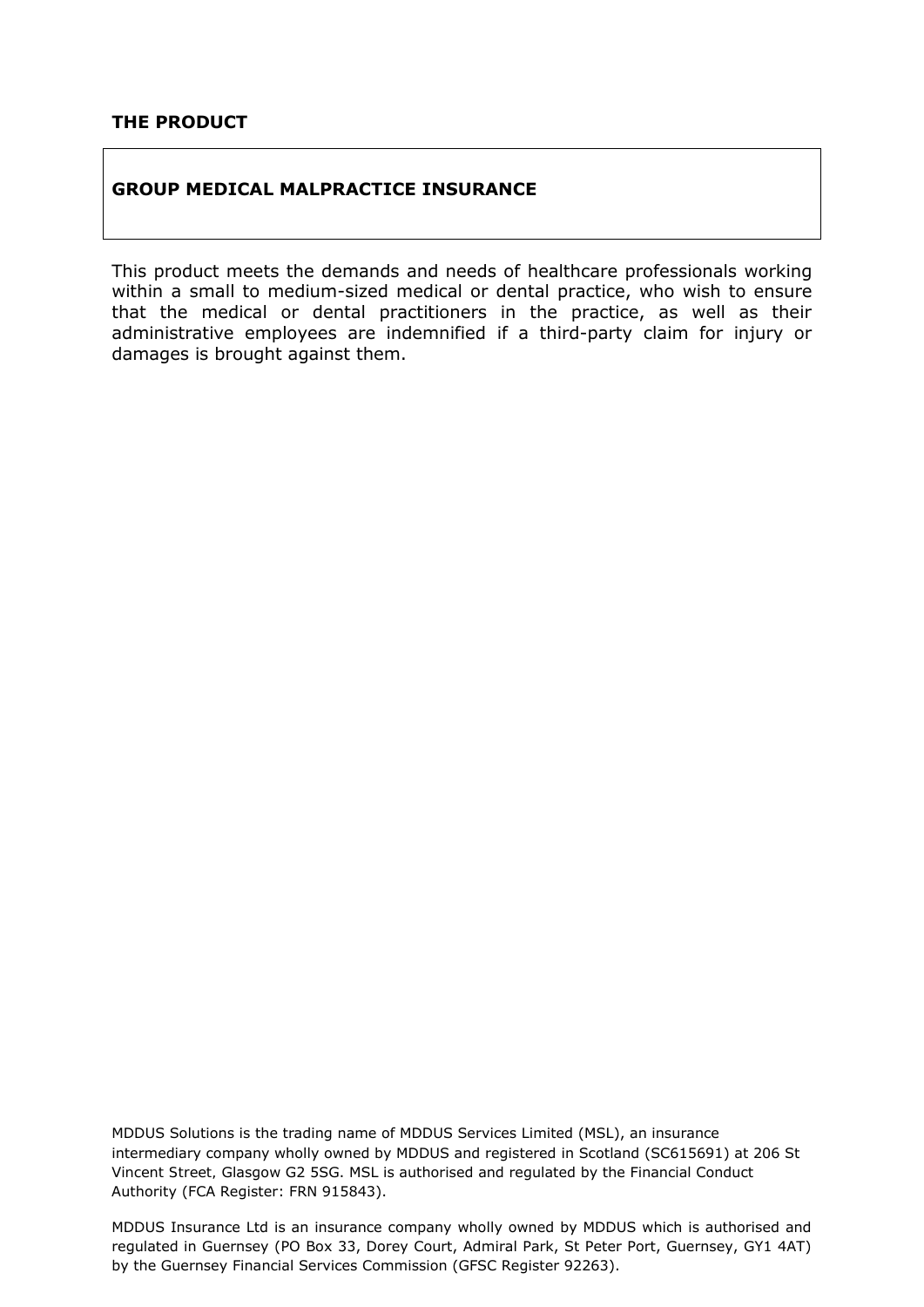**THE PRODUCT**

| |
|---|
| **GROUP MEDICAL MALPRACTICE INSURANCE** |

This product meets the demands and needs of healthcare professionals working within a small to medium-sized medical or dental practice, who wish to ensure that the medical or dental practitioners in the practice, as well as their administrative employees are indemnified if a third-party claim for injury or damages is brought against them.

MDDUS Solutions is the trading name of MDDUS Services Limited (MSL), an insurance intermediary company wholly owned by MDDUS and registered in Scotland (SC615691) at 206 St Vincent Street, Glasgow G2 5SG. MSL is authorised and regulated by the Financial Conduct Authority (FCA Register: FRN 915843).

MDDUS Insurance Ltd is an insurance company wholly owned by MDDUS which is authorised and regulated in Guernsey (PO Box 33, Dorey Court, Admiral Park, St Peter Port, Guernsey, GY1 4AT) by the Guernsey Financial Services Commission (GFSC Register 92263).